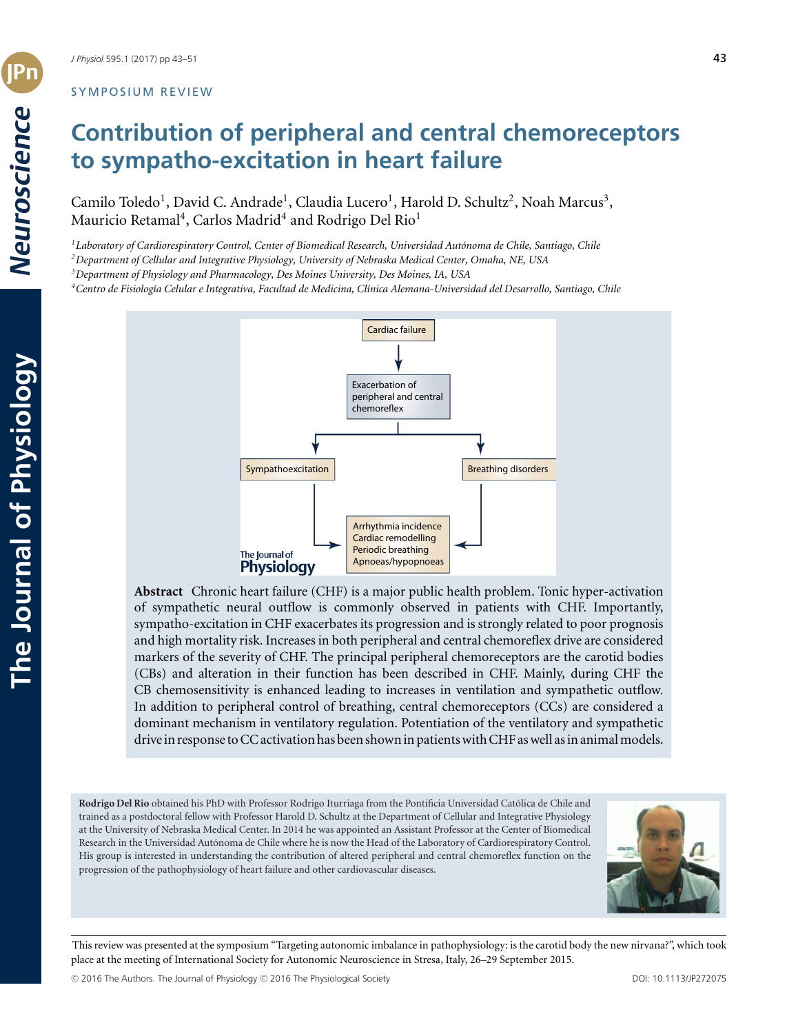SYMPOSIUM REVIEW

# Contribution of peripheral and central chemoreceptors to sympatho-excitation in heart failure

Camilo Toledo[1], David C. Andrade[1], Claudia Lucero[1], Harold D. Schultz[2], Noah Marcus[3], Mauricio Retamal[4], Carlos Madrid[4] and Rodrigo Del Rio[1]

[1]*Laboratory of Cardiorespiratory Control, Center of Biomedical Research, Universidad Autónoma de Chile, Santiago, Chile*
[2]*Department of Cellular and Integrative Physiology, University of Nebraska Medical Center, Omaha, NE, USA*
[3]*Department of Physiology and Pharmacology, Des Moines University, Des Moines, IA, USA*
[4]*Centro de Fisiología Celular e Integrativa, Facultad de Medicina, Clínica Alemana-Universidad del Desarrollo, Santiago, Chile*

Cardiac failure → Exacerbation of peripheral and central chemoreflex → Sympathoexcitation; Breathing disorders → Arrhythmia incidence, Cardiac remodelling, Periodic breathing, Apnoeas/hypopnoeas

**Abstract** Chronic heart failure (CHF) is a major public health problem. Tonic hyper-activation of sympathetic neural outflow is commonly observed in patients with CHF. Importantly, sympatho-excitation in CHF exacerbates its progression and is strongly related to poor prognosis and high mortality risk. Increases in both peripheral and central chemoreflex drive are considered markers of the severity of CHF. The principal peripheral chemoreceptors are the carotid bodies (CBs) and alteration in their function has been described in CHF. Mainly, during CHF the CB chemosensitivity is enhanced leading to increases in ventilation and sympathetic outflow. In addition to peripheral control of breathing, central chemoreceptors (CCs) are considered a dominant mechanism in ventilatory regulation. Potentiation of the ventilatory and sympathetic drive in response to CC activation has been shown in patients with CHF as well as in animal models.

**Rodrigo Del Rio** obtained his PhD with Professor Rodrigo Iturriaga from the Pontificia Universidad Católica de Chile and trained as a postdoctoral fellow with Professor Harold D. Schultz at the Department of Cellular and Integrative Physiology at the University of Nebraska Medical Center. In 2014 he was appointed an Assistant Professor at the Center of Biomedical Research in the Universidad Autónoma de Chile where he is now the Head of the Laboratory of Cardiorespiratory Control. His group is interested in understanding the contribution of altered peripheral and central chemoreflex function on the progression of the pathophysiology of heart failure and other cardiovascular diseases.

This review was presented at the symposium "Targeting autonomic imbalance in pathophysiology: is the carotid body the new nirvana?", which took place at the meeting of International Society for Autonomic Neuroscience in Stresa, Italy, 26–29 September 2015.

© 2016 The Authors. The Journal of Physiology © 2016 The Physiological Society DOI: 10.1113/JP272075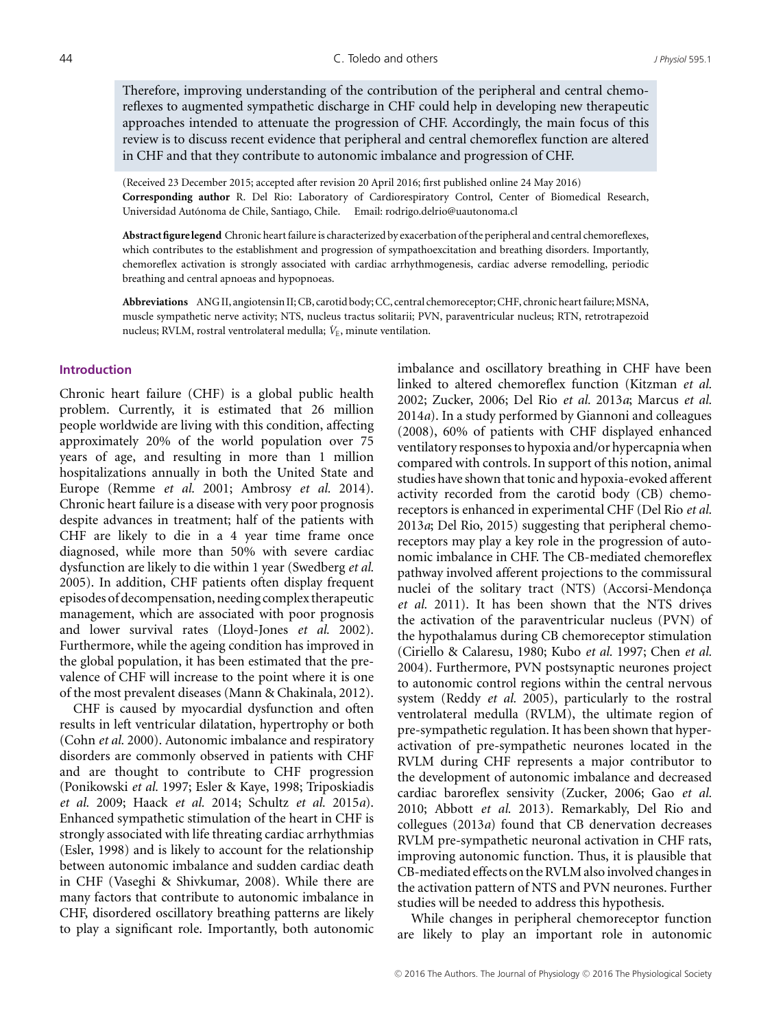Therefore, improving understanding of the contribution of the peripheral and central chemoreflexes to augmented sympathetic discharge in CHF could help in developing new therapeutic approaches intended to attenuate the progression of CHF. Accordingly, the main focus of this review is to discuss recent evidence that peripheral and central chemoreflex function are altered in CHF and that they contribute to autonomic imbalance and progression of CHF.

(Received 23 December 2015; accepted after revision 20 April 2016; first published online 24 May 2016)

**Corresponding author** R. Del Rio: Laboratory of Cardiorespiratory Control, Center of Biomedical Research, Universidad Autónoma de Chile, Santiago, Chile. Email: rodrigo.delrio@uautonoma.cl

**Abstract figure legend** Chronic heart failure is characterized by exacerbation of the peripheral and central chemoreflexes, which contributes to the establishment and progression of sympathoexcitation and breathing disorders. Importantly, chemoreflex activation is strongly associated with cardiac arrhythmogenesis, cardiac adverse remodelling, periodic breathing and central apnoeas and hypopnoeas.

**Abbreviations** ANG II, angiotensin II; CB, carotid body; CC, central chemoreceptor; CHF, chronic heart failure; MSNA, muscle sympathetic nerve activity; NTS, nucleus tractus solitarii; PVN, paraventricular nucleus; RTN, retrotrapezoid nucleus; RVLM, rostral ventrolateral medulla; $\dot{V}_E$, minute ventilation.

## Introduction

Chronic heart failure (CHF) is a global public health problem. Currently, it is estimated that 26 million people worldwide are living with this condition, affecting approximately 20% of the world population over 75 years of age, and resulting in more than 1 million hospitalizations annually in both the United State and Europe (Remme *et al.* 2001; Ambrosy *et al.* 2014). Chronic heart failure is a disease with very poor prognosis despite advances in treatment; half of the patients with CHF are likely to die in a 4 year time frame once diagnosed, while more than 50% with severe cardiac dysfunction are likely to die within 1 year (Swedberg *et al.* 2005). In addition, CHF patients often display frequent episodes of decompensation, needing complex therapeutic management, which are associated with poor prognosis and lower survival rates (Lloyd-Jones *et al.* 2002). Furthermore, while the ageing condition has improved in the global population, it has been estimated that the prevalence of CHF will increase to the point where it is one of the most prevalent diseases (Mann & Chakinala, 2012).

CHF is caused by myocardial dysfunction and often results in left ventricular dilatation, hypertrophy or both (Cohn *et al.* 2000). Autonomic imbalance and respiratory disorders are commonly observed in patients with CHF and are thought to contribute to CHF progression (Ponikowski *et al.* 1997; Esler & Kaye, 1998; Triposkiadis *et al.* 2009; Haack *et al.* 2014; Schultz *et al.* 2015*a*). Enhanced sympathetic stimulation of the heart in CHF is strongly associated with life threating cardiac arrhythmias (Esler, 1998) and is likely to account for the relationship between autonomic imbalance and sudden cardiac death in CHF (Vaseghi & Shivkumar, 2008). While there are many factors that contribute to autonomic imbalance in CHF, disordered oscillatory breathing patterns are likely to play a significant role. Importantly, both autonomic imbalance and oscillatory breathing in CHF have been linked to altered chemoreflex function (Kitzman *et al.* 2002; Zucker, 2006; Del Rio *et al.* 2013*a*; Marcus *et al.* 2014*a*). In a study performed by Giannoni and colleagues (2008), 60% of patients with CHF displayed enhanced ventilatory responses to hypoxia and/or hypercapnia when compared with controls. In support of this notion, animal studies have shown that tonic and hypoxia-evoked afferent activity recorded from the carotid body (CB) chemoreceptors is enhanced in experimental CHF (Del Rio *et al.* 2013*a*; Del Rio, 2015) suggesting that peripheral chemoreceptors may play a key role in the progression of autonomic imbalance in CHF. The CB-mediated chemoreflex pathway involved afferent projections to the commissural nuclei of the solitary tract (NTS) (Accorsi-Mendonça *et al.* 2011). It has been shown that the NTS drives the activation of the paraventricular nucleus (PVN) of the hypothalamus during CB chemoreceptor stimulation (Ciriello & Calaresu, 1980; Kubo *et al.* 1997; Chen *et al.* 2004). Furthermore, PVN postsynaptic neurones project to autonomic control regions within the central nervous system (Reddy *et al.* 2005), particularly to the rostral ventrolateral medulla (RVLM), the ultimate region of pre-sympathetic regulation. It has been shown that hyperactivation of pre-sympathetic neurones located in the RVLM during CHF represents a major contributor to the development of autonomic imbalance and decreased cardiac baroreflex sensivity (Zucker, 2006; Gao *et al.* 2010; Abbott *et al.* 2013). Remarkably, Del Rio and collegues (2013*a*) found that CB denervation decreases RVLM pre-sympathetic neuronal activation in CHF rats, improving autonomic function. Thus, it is plausible that CB-mediated effects on the RVLM also involved changes in the activation pattern of NTS and PVN neurones. Further studies will be needed to address this hypothesis.

While changes in peripheral chemoreceptor function are likely to play an important role in autonomic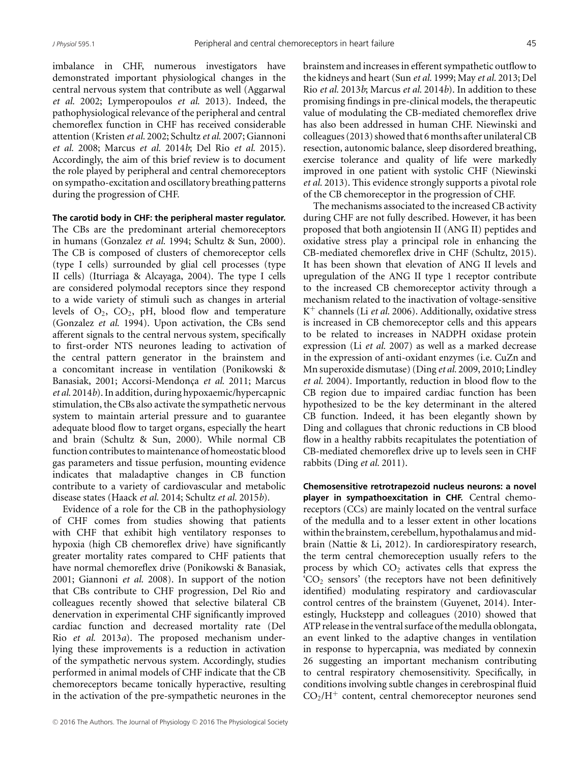imbalance in CHF, numerous investigators have demonstrated important physiological changes in the central nervous system that contribute as well (Aggarwal *et al.* 2002; Lymperopoulos *et al.* 2013). Indeed, the pathophysiological relevance of the peripheral and central chemoreflex function in CHF has received considerable attention (Kristen *et al.* 2002; Schultz *et al.* 2007; Giannoni *et al.* 2008; Marcus *et al.* 2014*b*; Del Rio *et al.* 2015). Accordingly, the aim of this brief review is to document the role played by peripheral and central chemoreceptors on sympatho-excitation and oscillatory breathing patterns during the progression of CHF.

**The carotid body in CHF: the peripheral master regulator.** The CBs are the predominant arterial chemoreceptors in humans (Gonzalez *et al.* 1994; Schultz & Sun, 2000). The CB is composed of clusters of chemoreceptor cells (type I cells) surrounded by glial cell processes (type II cells) (Iturriaga & Alcayaga, 2004). The type I cells are considered polymodal receptors since they respond to a wide variety of stimuli such as changes in arterial levels of $O_2$, $CO_2$, pH, blood flow and temperature (Gonzalez *et al.* 1994). Upon activation, the CBs send afferent signals to the central nervous system, specifically to first-order NTS neurones leading to activation of the central pattern generator in the brainstem and a concomitant increase in ventilation (Ponikowski & Banasiak, 2001; Accorsi-Mendonça *et al.* 2011; Marcus *et al.* 2014*b*). In addition, during hypoxaemic/hypercapnic stimulation, the CBs also activate the sympathetic nervous system to maintain arterial pressure and to guarantee adequate blood flow to target organs, especially the heart and brain (Schultz & Sun, 2000). While normal CB function contributes to maintenance of homeostatic blood gas parameters and tissue perfusion, mounting evidence indicates that maladaptive changes in CB function contribute to a variety of cardiovascular and metabolic disease states (Haack *et al.* 2014; Schultz *et al.* 2015*b*).

Evidence of a role for the CB in the pathophysiology of CHF comes from studies showing that patients with CHF that exhibit high ventilatory responses to hypoxia (high CB chemoreflex drive) have significantly greater mortality rates compared to CHF patients that have normal chemoreflex drive (Ponikowski & Banasiak, 2001; Giannoni *et al.* 2008). In support of the notion that CBs contribute to CHF progression, Del Rio and colleagues recently showed that selective bilateral CB denervation in experimental CHF significantly improved cardiac function and decreased mortality rate (Del Rio *et al.* 2013*a*). The proposed mechanism underlying these improvements is a reduction in activation of the sympathetic nervous system. Accordingly, studies performed in animal models of CHF indicate that the CB chemoreceptors became tonically hyperactive, resulting in the activation of the pre-sympathetic neurones in the brainstem and increases in efferent sympathetic outflow to the kidneys and heart (Sun *et al.* 1999; May *et al.* 2013; Del Rio *et al.* 2013*b*; Marcus *et al.* 2014*b*). In addition to these promising findings in pre-clinical models, the therapeutic value of modulating the CB-mediated chemoreflex drive has also been addressed in human CHF. Niewinski and colleagues (2013) showed that 6 months after unilateral CB resection, autonomic balance, sleep disordered breathing, exercise tolerance and quality of life were markedly improved in one patient with systolic CHF (Niewinski *et al.* 2013). This evidence strongly supports a pivotal role of the CB chemoreceptor in the progression of CHF.

The mechanisms associated to the increased CB activity during CHF are not fully described. However, it has been proposed that both angiotensin II (ANG II) peptides and oxidative stress play a principal role in enhancing the CB-mediated chemoreflex drive in CHF (Schultz, 2015). It has been shown that elevation of ANG II levels and upregulation of the ANG II type 1 receptor contribute to the increased CB chemoreceptor activity through a mechanism related to the inactivation of voltage-sensitive $K^+$ channels (Li *et al.* 2006). Additionally, oxidative stress is increased in CB chemoreceptor cells and this appears to be related to increases in NADPH oxidase protein expression (Li *et al.* 2007) as well as a marked decrease in the expression of anti-oxidant enzymes (i.e. CuZn and Mn superoxide dismutase) (Ding *et al.* 2009, 2010; Lindley *et al.* 2004). Importantly, reduction in blood flow to the CB region due to impaired cardiac function has been hypothesized to be the key determinant in the altered CB function. Indeed, it has been elegantly shown by Ding and collagues that chronic reductions in CB blood flow in a healthy rabbits recapitulates the potentiation of CB-mediated chemoreflex drive up to levels seen in CHF rabbits (Ding *et al.* 2011).

**Chemosensitive retrotrapezoid nucleus neurons: a novel player in sympathoexcitation in CHF.** Central chemoreceptors (CCs) are mainly located on the ventral surface of the medulla and to a lesser extent in other locations within the brainstem, cerebellum, hypothalamus and midbrain (Nattie & Li, 2012). In cardiorespiratory research, the term central chemoreception usually refers to the process by which $CO_2$ activates cells that express the '$CO_2$ sensors' (the receptors have not been definitively identified) modulating respiratory and cardiovascular control centres of the brainstem (Guyenet, 2014). Interestingly, Huckstepp and colleagues (2010) showed that ATP release in the ventral surface of the medulla oblongata, an event linked to the adaptive changes in ventilation in response to hypercapnia, was mediated by connexin 26 suggesting an important mechanism contributing to central respiratory chemosensitivity. Specifically, in conditions involving subtle changes in cerebrospinal fluid $CO_2/H^+$ content, central chemoreceptor neurones send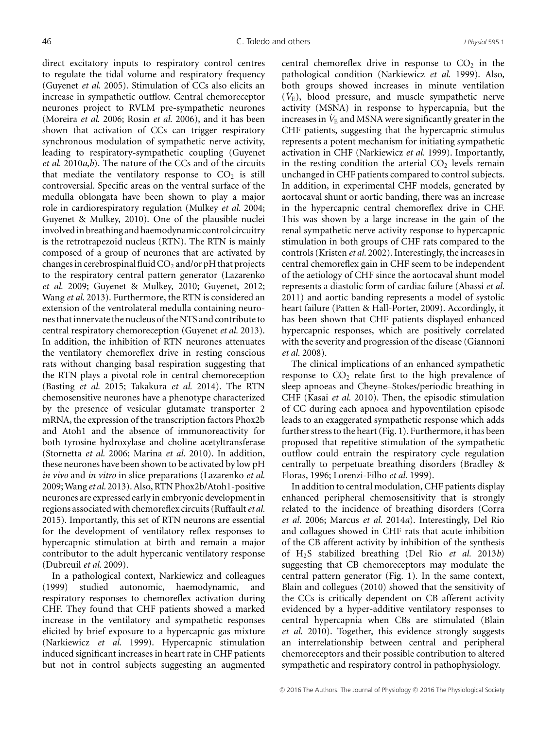direct excitatory inputs to respiratory control centres to regulate the tidal volume and respiratory frequency (Guyenet *et al.* 2005). Stimulation of CCs also elicits an increase in sympathetic outflow. Central chemoreceptor neurones project to RVLM pre-sympathetic neurones (Moreira *et al.* 2006; Rosin *et al.* 2006), and it has been shown that activation of CCs can trigger respiratory synchronous modulation of sympathetic nerve activity, leading to respiratory-sympathetic coupling (Guyenet *et al.* 2010*a*,*b*). The nature of the CCs and of the circuits that mediate the ventilatory response to $CO_2$ is still controversial. Specific areas on the ventral surface of the medulla oblongata have been shown to play a major role in cardiorespiratory regulation (Mulkey *et al.* 2004; Guyenet & Mulkey, 2010). One of the plausible nuclei involved in breathing and haemodynamic control circuitry is the retrotrapezoid nucleus (RTN). The RTN is mainly composed of a group of neurones that are activated by changes in cerebrospinal fluid $CO_2$ and/or pH that projects to the respiratory central pattern generator (Lazarenko *et al.* 2009; Guyenet & Mulkey, 2010; Guyenet, 2012; Wang *et al.* 2013). Furthermore, the RTN is considered an extension of the ventrolateral medulla containing neurones that innervate the nucleus of the NTS and contribute to central respiratory chemoreception (Guyenet *et al.* 2013). In addition, the inhibition of RTN neurones attenuates the ventilatory chemoreflex drive in resting conscious rats without changing basal respiration suggesting that the RTN plays a pivotal role in central chemoreception (Basting *et al.* 2015; Takakura *et al.* 2014). The RTN chemosensitive neurones have a phenotype characterized by the presence of vesicular glutamate transporter 2 mRNA, the expression of the transcription factors Phox2b and Atoh1 and the absence of immunoreactivity for both tyrosine hydroxylase and choline acetyltransferase (Stornetta *et al.* 2006; Marina *et al.* 2010). In addition, these neurones have been shown to be activated by low pH *in vivo* and *in vitro* in slice preparations (Lazarenko *et al.* 2009; Wang *et al.* 2013). Also, RTN Phox2b/Atoh1-positive neurones are expressed early in embryonic development in regions associated with chemoreflex circuits (Ruffault *et al.* 2015). Importantly, this set of RTN neurons are essential for the development of ventilatory reflex responses to hypercapnic stimulation at birth and remain a major contributor to the adult hypercanic ventilatory response (Dubreuil *et al.* 2009).

In a pathological context, Narkiewicz and colleagues (1999) studied autonomic, haemodynamic, and respiratory responses to chemoreflex activation during CHF. They found that CHF patients showed a marked increase in the ventilatory and sympathetic responses elicited by brief exposure to a hypercapnic gas mixture (Narkiewicz *et al.* 1999). Hypercapnic stimulation induced significant increases in heart rate in CHF patients but not in control subjects suggesting an augmented central chemoreflex drive in response to $CO_2$ in the pathological condition (Narkiewicz *et al.* 1999). Also, both groups showed increases in minute ventilation ($\dot{V}_E$), blood pressure, and muscle sympathetic nerve activity (MSNA) in response to hypercapnia, but the increases in $\dot{V}_E$ and MSNA were significantly greater in the CHF patients, suggesting that the hypercapnic stimulus represents a potent mechanism for initiating sympathetic activation in CHF (Narkiewicz *et al.* 1999). Importantly, in the resting condition the arterial $CO_2$ levels remain unchanged in CHF patients compared to control subjects. In addition, in experimental CHF models, generated by aortocaval shunt or aortic banding, there was an increase in the hypercapnic central chemoreflex drive in CHF. This was shown by a large increase in the gain of the renal sympathetic nerve activity response to hypercapnic stimulation in both groups of CHF rats compared to the controls (Kristen *et al.* 2002). Interestingly, the increases in central chemoreflex gain in CHF seem to be independent of the aetiology of CHF since the aortocaval shunt model represents a diastolic form of cardiac failure (Abassi *et al.* 2011) and aortic banding represents a model of systolic heart failure (Patten & Hall-Porter, 2009). Accordingly, it has been shown that CHF patients displayed enhanced hypercapnic responses, which are positively correlated with the severity and progression of the disease (Giannoni *et al.* 2008).

The clinical implications of an enhanced sympathetic response to $CO_2$ relate first to the high prevalence of sleep apnoeas and Cheyne–Stokes/periodic breathing in CHF (Kasai *et al.* 2010). Then, the episodic stimulation of CC during each apnoea and hypoventilation episode leads to an exaggerated sympathetic response which adds further stress to the heart (Fig. 1). Furthermore, it has been proposed that repetitive stimulation of the sympathetic outflow could entrain the respiratory cycle regulation centrally to perpetuate breathing disorders (Bradley & Floras, 1996; Lorenzi-Filho *et al.* 1999).

In addition to central modulation, CHF patients display enhanced peripheral chemosensitivity that is strongly related to the incidence of breathing disorders (Corra *et al.* 2006; Marcus *et al.* 2014*a*). Interestingly, Del Rio and collagues showed in CHF rats that acute inhibition of the CB afferent activity by inhibition of the synthesis of $H_2S$ stabilized breathing (Del Rio *et al.* 2013*b*) suggesting that CB chemoreceptors may modulate the central pattern generator (Fig. 1). In the same context, Blain and collegues (2010) showed that the sensitivity of the CCs is critically dependent on CB afferent activity evidenced by a hyper-additive ventilatory responses to central hypercapnia when CBs are stimulated (Blain *et al.* 2010). Together, this evidence strongly suggests an interrelationship between central and peripheral chemoreceptors and their possible contribution to altered sympathetic and respiratory control in pathophysiology.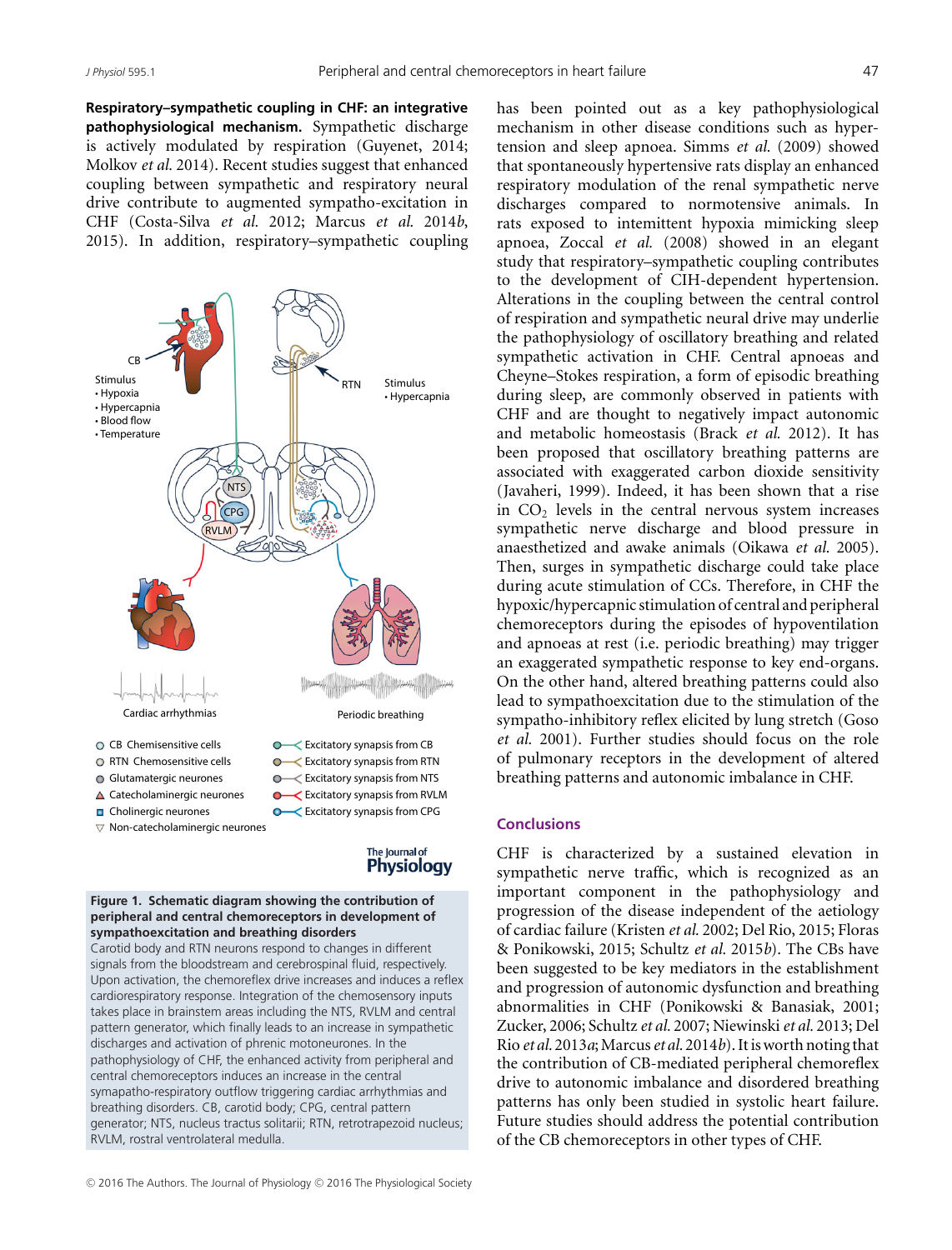**Respiratory–sympathetic coupling in CHF: an integrative pathophysiological mechanism.** Sympathetic discharge is actively modulated by respiration (Guyenet, 2014; Molkov *et al.* 2014). Recent studies suggest that enhanced coupling between sympathetic and respiratory neural drive contribute to augmented sympatho-excitation in CHF (Costa-Silva *et al.* 2012; Marcus *et al.* 2014*b*, 2015). In addition, respiratory–sympathetic coupling has been pointed out as a key pathophysiological mechanism in other disease conditions such as hypertension and sleep apnoea. Simms *et al.* (2009) showed that spontaneously hypertensive rats display an enhanced respiratory modulation of the renal sympathetic nerve discharges compared to normotensive animals. In rats exposed to intermittent hypoxia mimicking sleep apnoea, Zoccal *et al.* (2008) showed in an elegant study that respiratory–sympathetic coupling contributes to the development of CIH-dependent hypertension. Alterations in the coupling between the central control of respiration and sympathetic neural drive may underlie the pathophysiology of oscillatory breathing and related sympathetic activation in CHF. Central apnoeas and Cheyne–Stokes respiration, a form of episodic breathing during sleep, are commonly observed in patients with CHF and are thought to negatively impact autonomic and metabolic homeostasis (Brack *et al.* 2012). It has been proposed that oscillatory breathing patterns are associated with exaggerated carbon dioxide sensitivity (Javaheri, 1999). Indeed, it has been shown that a rise in $CO_2$ levels in the central nervous system increases sympathetic nerve discharge and blood pressure in anaesthetized and awake animals (Oikawa *et al.* 2005). Then, surges in sympathetic discharge could take place during acute stimulation of CCs. Therefore, in CHF the hypoxic/hypercapnic stimulation of central and peripheral chemoreceptors during the episodes of hypoventilation and apnoeas at rest (i.e. periodic breathing) may trigger an exaggerated sympathetic response to key end-organs. On the other hand, altered breathing patterns could also lead to sympathoexcitation due to the stimulation of the sympatho-inhibitory reflex elicited by lung stretch (Goso *et al.* 2001). Further studies should focus on the role of pulmonary receptors in the development of altered breathing patterns and autonomic imbalance in CHF.

**Figure 1. Schematic diagram showing the contribution of peripheral and central chemoreceptors in development of sympathoexcitation and breathing disorders**
Carotid body and RTN neurons respond to changes in different signals from the bloodstream and cerebrospinal fluid, respectively. Upon activation, the chemoreflex drive increases and induces a reflex cardiorespiratory response. Integration of the chemosensory inputs takes place in brainstem areas including the NTS, RVLM and central pattern generator, which finally leads to an increase in sympathetic discharges and activation of phrenic motoneurones. In the pathophysiology of CHF, the enhanced activity from peripheral and central chemoreceptors induces an increase in the central symapatho-respiratory outflow triggering cardiac arrhythmias and breathing disorders. CB, carotid body; CPG, central pattern generator; NTS, nucleus tractus solitarii; RTN, retrotrapezoid nucleus; RVLM, rostral ventrolateral medulla.

## Conclusions

CHF is characterized by a sustained elevation in sympathetic nerve traffic, which is recognized as an important component in the pathophysiology and progression of the disease independent of the aetiology of cardiac failure (Kristen *et al.* 2002; Del Rio, 2015; Floras & Ponikowski, 2015; Schultz *et al.* 2015*b*). The CBs have been suggested to be key mediators in the establishment and progression of autonomic dysfunction and breathing abnormalities in CHF (Ponikowski & Banasiak, 2001; Zucker, 2006; Schultz *et al.* 2007; Niewinski *et al.* 2013; Del Rio *et al.* 2013*a*; Marcus *et al.* 2014*b*). It is worth noting that the contribution of CB-mediated peripheral chemoreflex drive to autonomic imbalance and disordered breathing patterns has only been studied in systolic heart failure. Future studies should address the potential contribution of the CB chemoreceptors in other types of CHF.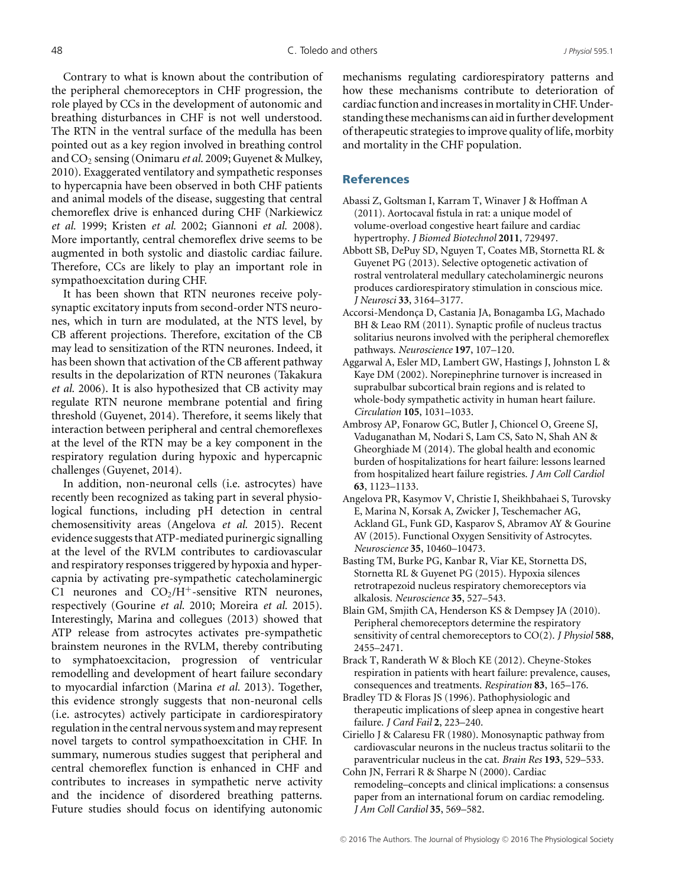Contrary to what is known about the contribution of the peripheral chemoreceptors in CHF progression, the role played by CCs in the development of autonomic and breathing disturbances in CHF is not well understood. The RTN in the ventral surface of the medulla has been pointed out as a key region involved in breathing control and $CO_2$ sensing (Onimaru *et al.* 2009; Guyenet & Mulkey, 2010). Exaggerated ventilatory and sympathetic responses to hypercapnia have been observed in both CHF patients and animal models of the disease, suggesting that central chemoreflex drive is enhanced during CHF (Narkiewicz *et al.* 1999; Kristen *et al.* 2002; Giannoni *et al.* 2008). More importantly, central chemoreflex drive seems to be augmented in both systolic and diastolic cardiac failure. Therefore, CCs are likely to play an important role in sympathoexcitation during CHF.

It has been shown that RTN neurones receive polysynaptic excitatory inputs from second-order NTS neurones, which in turn are modulated, at the NTS level, by CB afferent projections. Therefore, excitation of the CB may lead to sensitization of the RTN neurones. Indeed, it has been shown that activation of the CB afferent pathway results in the depolarization of RTN neurones (Takakura *et al.* 2006). It is also hypothesized that CB activity may regulate RTN neurone membrane potential and firing threshold (Guyenet, 2014). Therefore, it seems likely that interaction between peripheral and central chemoreflexes at the level of the RTN may be a key component in the respiratory regulation during hypoxic and hypercapnic challenges (Guyenet, 2014).

In addition, non-neuronal cells (i.e. astrocytes) have recently been recognized as taking part in several physiological functions, including pH detection in central chemosensitivity areas (Angelova *et al.* 2015). Recent evidence suggests that ATP-mediated purinergic signalling at the level of the RVLM contributes to cardiovascular and respiratory responses triggered by hypoxia and hypercapnia by activating pre-sympathetic catecholaminergic C1 neurones and $CO_2/H^+$-sensitive RTN neurones, respectively (Gourine *et al.* 2010; Moreira *et al.* 2015). Interestingly, Marina and collegues (2013) showed that ATP release from astrocytes activates pre-sympathetic brainstem neurones in the RVLM, thereby contributing to symphatoexcitacion, progression of ventricular remodelling and development of heart failure secondary to myocardial infarction (Marina *et al.* 2013). Together, this evidence strongly suggests that non-neuronal cells (i.e. astrocytes) actively participate in cardiorespiratory regulation in the central nervous system and may represent novel targets to control sympathoexcitation in CHF. In summary, numerous studies suggest that peripheral and central chemoreflex function is enhanced in CHF and contributes to increases in sympathetic nerve activity and the incidence of disordered breathing patterns. Future studies should focus on identifying autonomic mechanisms regulating cardiorespiratory patterns and how these mechanisms contribute to deterioration of cardiac function and increases in mortality in CHF. Understanding these mechanisms can aid in further development of therapeutic strategies to improve quality of life, morbity and mortality in the CHF population.

## References

Abassi Z, Goltsman I, Karram T, Winaver J & Hoffman A (2011). Aortocaval fistula in rat: a unique model of volume-overload congestive heart failure and cardiac hypertrophy. *J Biomed Biotechnol* **2011**, 729497.

Abbott SB, DePuy SD, Nguyen T, Coates MB, Stornetta RL & Guyenet PG (2013). Selective optogenetic activation of rostral ventrolateral medullary catecholaminergic neurons produces cardiorespiratory stimulation in conscious mice. *J Neurosci* **33**, 3164–3177.

Accorsi-Mendonça D, Castania JA, Bonagamba LG, Machado BH & Leao RM (2011). Synaptic profile of nucleus tractus solitarius neurons involved with the peripheral chemoreflex pathways. *Neuroscience* **197**, 107–120.

Aggarwal A, Esler MD, Lambert GW, Hastings J, Johnston L & Kaye DM (2002). Norepinephrine turnover is increased in suprabulbar subcortical brain regions and is related to whole-body sympathetic activity in human heart failure. *Circulation* **105**, 1031–1033.

Ambrosy AP, Fonarow GC, Butler J, Chioncel O, Greene SJ, Vaduganathan M, Nodari S, Lam CS, Sato N, Shah AN & Gheorghiade M (2014). The global health and economic burden of hospitalizations for heart failure: lessons learned from hospitalized heart failure registries. *J Am Coll Cardiol* **63**, 1123–1133.

Angelova PR, Kasymov V, Christie I, Sheikhbahaei S, Turovsky E, Marina N, Korsak A, Zwicker J, Teschemacher AG, Ackland GL, Funk GD, Kasparov S, Abramov AY & Gourine AV (2015). Functional Oxygen Sensitivity of Astrocytes. *Neuroscience* **35**, 10460–10473.

Basting TM, Burke PG, Kanbar R, Viar KE, Stornetta DS, Stornetta RL & Guyenet PG (2015). Hypoxia silences retrotrapezoid nucleus respiratory chemoreceptors via alkalosis. *Neuroscience* **35**, 527–543.

Blain GM, Smjith CA, Henderson KS & Dempsey JA (2010). Peripheral chemoreceptors determine the respiratory sensitivity of central chemoreceptors to CO(2). *J Physiol* **588**, 2455–2471.

Brack T, Randerath W & Bloch KE (2012). Cheyne-Stokes respiration in patients with heart failure: prevalence, causes, consequences and treatments. *Respiration* **83**, 165–176.

Bradley TD & Floras JS (1996). Pathophysiologic and therapeutic implications of sleep apnea in congestive heart failure. *J Card Fail* **2**, 223–240.

Ciriello J & Calaresu FR (1980). Monosynaptic pathway from cardiovascular neurons in the nucleus tractus solitarii to the paraventricular nucleus in the cat. *Brain Res* **193**, 529–533.

Cohn JN, Ferrari R & Sharpe N (2000). Cardiac remodeling–concepts and clinical implications: a consensus paper from an international forum on cardiac remodeling. *J Am Coll Cardiol* **35**, 569–582.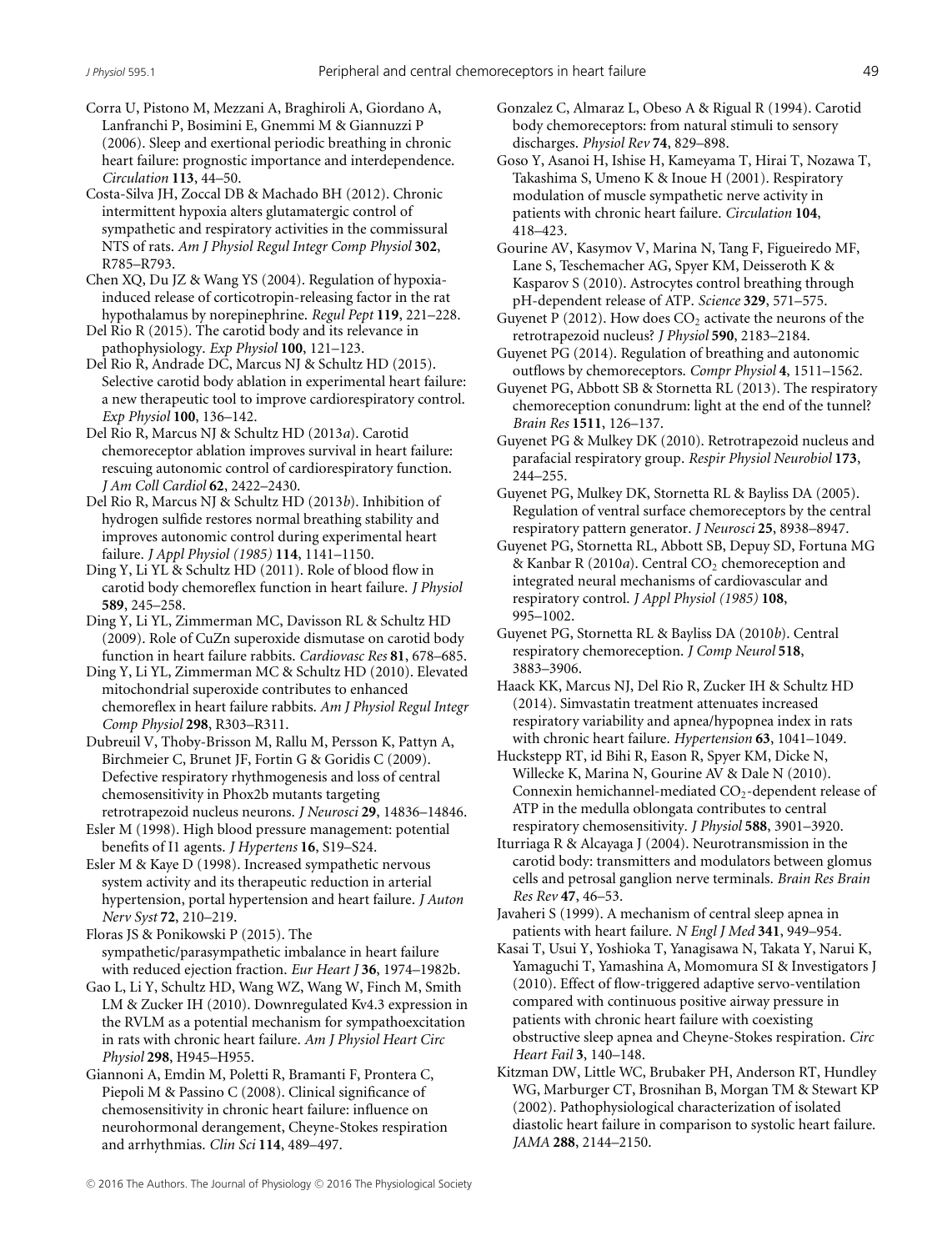Corra U, Pistono M, Mezzani A, Braghiroli A, Giordano A, Lanfranchi P, Bosimini E, Gnemmi M & Giannuzzi P (2006). Sleep and exertional periodic breathing in chronic heart failure: prognostic importance and interdependence. *Circulation* **113**, 44–50.

Costa-Silva JH, Zoccal DB & Machado BH (2012). Chronic intermittent hypoxia alters glutamatergic control of sympathetic and respiratory activities in the commissural NTS of rats. *Am J Physiol Regul Integr Comp Physiol* **302**, R785–R793.

Chen XQ, Du JZ & Wang YS (2004). Regulation of hypoxia-induced release of corticotropin-releasing factor in the rat hypothalamus by norepinephrine. *Regul Pept* **119**, 221–228.

Del Rio R (2015). The carotid body and its relevance in pathophysiology. *Exp Physiol* **100**, 121–123.

Del Rio R, Andrade DC, Marcus NJ & Schultz HD (2015). Selective carotid body ablation in experimental heart failure: a new therapeutic tool to improve cardiorespiratory control. *Exp Physiol* **100**, 136–142.

Del Rio R, Marcus NJ & Schultz HD (2013*a*). Carotid chemoreceptor ablation improves survival in heart failure: rescuing autonomic control of cardiorespiratory function. *J Am Coll Cardiol* **62**, 2422–2430.

Del Rio R, Marcus NJ & Schultz HD (2013*b*). Inhibition of hydrogen sulfide restores normal breathing stability and improves autonomic control during experimental heart failure. *J Appl Physiol (1985)* **114**, 1141–1150.

Ding Y, Li YL & Schultz HD (2011). Role of blood flow in carotid body chemoreflex function in heart failure. *J Physiol* **589**, 245–258.

Ding Y, Li YL, Zimmerman MC, Davisson RL & Schultz HD (2009). Role of CuZn superoxide dismutase on carotid body function in heart failure rabbits. *Cardiovasc Res* **81**, 678–685.

Ding Y, Li YL, Zimmerman MC & Schultz HD (2010). Elevated mitochondrial superoxide contributes to enhanced chemoreflex in heart failure rabbits. *Am J Physiol Regul Integr Comp Physiol* **298**, R303–R311.

Dubreuil V, Thoby-Brisson M, Rallu M, Persson K, Pattyn A, Birchmeier C, Brunet JF, Fortin G & Goridis C (2009). Defective respiratory rhythmogenesis and loss of central chemosensitivity in Phox2b mutants targeting retrotrapezoid nucleus neurons. *J Neurosci* **29**, 14836–14846.

Esler M (1998). High blood pressure management: potential benefits of I1 agents. *J Hypertens* **16**, S19–S24.

Esler M & Kaye D (1998). Increased sympathetic nervous system activity and its therapeutic reduction in arterial hypertension, portal hypertension and heart failure. *J Auton Nerv Syst* **72**, 210–219.

Floras JS & Ponikowski P (2015). The sympathetic/parasympathetic imbalance in heart failure with reduced ejection fraction. *Eur Heart J* **36**, 1974–1982b.

Gao L, Li Y, Schultz HD, Wang WZ, Wang W, Finch M, Smith LM & Zucker IH (2010). Downregulated Kv4.3 expression in the RVLM as a potential mechanism for sympathoexcitation in rats with chronic heart failure. *Am J Physiol Heart Circ Physiol* **298**, H945–H955.

Giannoni A, Emdin M, Poletti R, Bramanti F, Prontera C, Piepoli M & Passino C (2008). Clinical significance of chemosensitivity in chronic heart failure: influence on neurohormonal derangement, Cheyne-Stokes respiration and arrhythmias. *Clin Sci* **114**, 489–497.

Gonzalez C, Almaraz L, Obeso A & Rigual R (1994). Carotid body chemoreceptors: from natural stimuli to sensory discharges. *Physiol Rev* **74**, 829–898.

Goso Y, Asanoi H, Ishise H, Kameyama T, Hirai T, Nozawa T, Takashima S, Umeno K & Inoue H (2001). Respiratory modulation of muscle sympathetic nerve activity in patients with chronic heart failure. *Circulation* **104**, 418–423.

Gourine AV, Kasymov V, Marina N, Tang F, Figueiredo MF, Lane S, Teschemacher AG, Spyer KM, Deisseroth K & Kasparov S (2010). Astrocytes control breathing through pH-dependent release of ATP. *Science* **329**, 571–575.

Guyenet P (2012). How does $CO_2$ activate the neurons of the retrotrapezoid nucleus? *J Physiol* **590**, 2183–2184.

Guyenet PG (2014). Regulation of breathing and autonomic outflows by chemoreceptors. *Compr Physiol* **4**, 1511–1562.

Guyenet PG, Abbott SB & Stornetta RL (2013). The respiratory chemoreception conundrum: light at the end of the tunnel? *Brain Res* **1511**, 126–137.

Guyenet PG & Mulkey DK (2010). Retrotrapezoid nucleus and parafacial respiratory group. *Respir Physiol Neurobiol* **173**, 244–255.

Guyenet PG, Mulkey DK, Stornetta RL & Bayliss DA (2005). Regulation of ventral surface chemoreceptors by the central respiratory pattern generator. *J Neurosci* **25**, 8938–8947.

Guyenet PG, Stornetta RL, Abbott SB, Depuy SD, Fortuna MG & Kanbar R (2010*a*). Central $CO_2$ chemoreception and integrated neural mechanisms of cardiovascular and respiratory control. *J Appl Physiol (1985)* **108**, 995–1002.

Guyenet PG, Stornetta RL & Bayliss DA (2010*b*). Central respiratory chemoreception. *J Comp Neurol* **518**, 3883–3906.

Haack KK, Marcus NJ, Del Rio R, Zucker IH & Schultz HD (2014). Simvastatin treatment attenuates increased respiratory variability and apnea/hypopnea index in rats with chronic heart failure. *Hypertension* **63**, 1041–1049.

Huckstepp RT, id Bihi R, Eason R, Spyer KM, Dicke N, Willecke K, Marina N, Gourine AV & Dale N (2010). Connexin hemichannel-mediated $CO_2$-dependent release of ATP in the medulla oblongata contributes to central respiratory chemosensitivity. *J Physiol* **588**, 3901–3920.

Iturriaga R & Alcayaga J (2004). Neurotransmission in the carotid body: transmitters and modulators between glomus cells and petrosal ganglion nerve terminals. *Brain Res Brain Res Rev* **47**, 46–53.

Javaheri S (1999). A mechanism of central sleep apnea in patients with heart failure. *N Engl J Med* **341**, 949–954.

Kasai T, Usui Y, Yoshioka T, Yanagisawa N, Takata Y, Narui K, Yamaguchi T, Yamashina A, Momomura SI & Investigators J (2010). Effect of flow-triggered adaptive servo-ventilation compared with continuous positive airway pressure in patients with chronic heart failure with coexisting obstructive sleep apnea and Cheyne-Stokes respiration. *Circ Heart Fail* **3**, 140–148.

Kitzman DW, Little WC, Brubaker PH, Anderson RT, Hundley WG, Marburger CT, Brosnihan B, Morgan TM & Stewart KP (2002). Pathophysiological characterization of isolated diastolic heart failure in comparison to systolic heart failure. *JAMA* **288**, 2144–2150.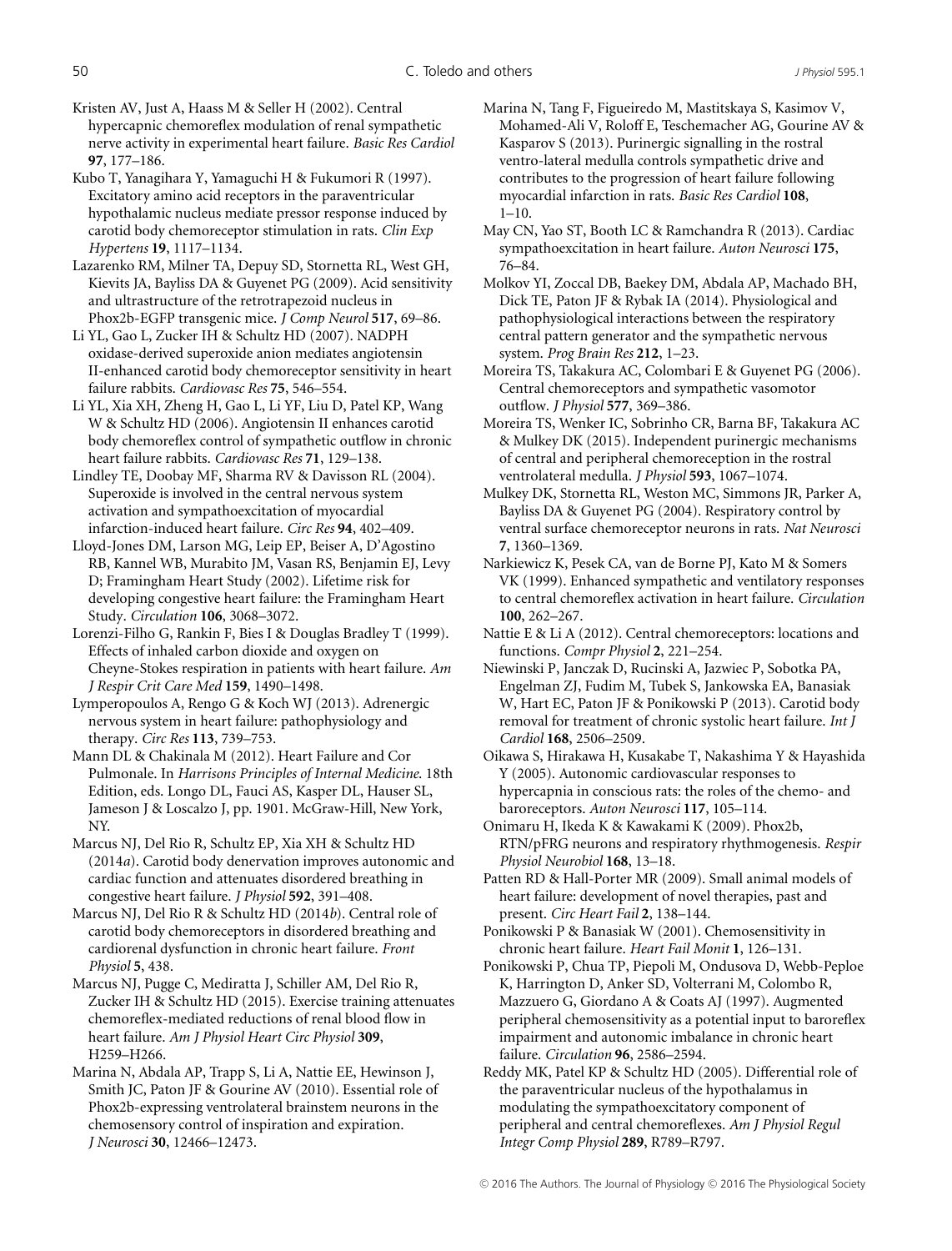Kristen AV, Just A, Haass M & Seller H (2002). Central hypercapnic chemoreflex modulation of renal sympathetic nerve activity in experimental heart failure. *Basic Res Cardiol* **97**, 177–186.

Kubo T, Yanagihara Y, Yamaguchi H & Fukumori R (1997). Excitatory amino acid receptors in the paraventricular hypothalamic nucleus mediate pressor response induced by carotid body chemoreceptor stimulation in rats. *Clin Exp Hypertens* **19**, 1117–1134.

Lazarenko RM, Milner TA, Depuy SD, Stornetta RL, West GH, Kievits JA, Bayliss DA & Guyenet PG (2009). Acid sensitivity and ultrastructure of the retrotrapezoid nucleus in Phox2b-EGFP transgenic mice. *J Comp Neurol* **517**, 69–86.

Li YL, Gao L, Zucker IH & Schultz HD (2007). NADPH oxidase-derived superoxide anion mediates angiotensin II-enhanced carotid body chemoreceptor sensitivity in heart failure rabbits. *Cardiovasc Res* **75**, 546–554.

Li YL, Xia XH, Zheng H, Gao L, Li YF, Liu D, Patel KP, Wang W & Schultz HD (2006). Angiotensin II enhances carotid body chemoreflex control of sympathetic outflow in chronic heart failure rabbits. *Cardiovasc Res* **71**, 129–138.

Lindley TE, Doobay MF, Sharma RV & Davisson RL (2004). Superoxide is involved in the central nervous system activation and sympathoexcitation of myocardial infarction-induced heart failure. *Circ Res* **94**, 402–409.

Lloyd-Jones DM, Larson MG, Leip EP, Beiser A, D'Agostino RB, Kannel WB, Murabito JM, Vasan RS, Benjamin EJ, Levy D; Framingham Heart Study (2002). Lifetime risk for developing congestive heart failure: the Framingham Heart Study. *Circulation* **106**, 3068–3072.

Lorenzi-Filho G, Rankin F, Bies I & Douglas Bradley T (1999). Effects of inhaled carbon dioxide and oxygen on Cheyne-Stokes respiration in patients with heart failure. *Am J Respir Crit Care Med* **159**, 1490–1498.

Lymperopoulos A, Rengo G & Koch WJ (2013). Adrenergic nervous system in heart failure: pathophysiology and therapy. *Circ Res* **113**, 739–753.

Mann DL & Chakinala M (2012). Heart Failure and Cor Pulmonale. In *Harrisons Principles of Internal Medicine.* 18th Edition, eds. Longo DL, Fauci AS, Kasper DL, Hauser SL, Jameson J & Loscalzo J, pp. 1901. McGraw-Hill, New York, NY.

Marcus NJ, Del Rio R, Schultz EP, Xia XH & Schultz HD (2014*a*). Carotid body denervation improves autonomic and cardiac function and attenuates disordered breathing in congestive heart failure. *J Physiol* **592**, 391–408.

Marcus NJ, Del Rio R & Schultz HD (2014*b*). Central role of carotid body chemoreceptors in disordered breathing and cardiorenal dysfunction in chronic heart failure. *Front Physiol* **5**, 438.

Marcus NJ, Pugge C, Mediratta J, Schiller AM, Del Rio R, Zucker IH & Schultz HD (2015). Exercise training attenuates chemoreflex-mediated reductions of renal blood flow in heart failure. *Am J Physiol Heart Circ Physiol* **309**, H259–H266.

Marina N, Abdala AP, Trapp S, Li A, Nattie EE, Hewinson J, Smith JC, Paton JF & Gourine AV (2010). Essential role of Phox2b-expressing ventrolateral brainstem neurons in the chemosensory control of inspiration and expiration. *J Neurosci* **30**, 12466–12473.

Marina N, Tang F, Figueiredo M, Mastitskaya S, Kasimov V, Mohamed-Ali V, Roloff E, Teschemacher AG, Gourine AV & Kasparov S (2013). Purinergic signalling in the rostral ventro-lateral medulla controls sympathetic drive and contributes to the progression of heart failure following myocardial infarction in rats. *Basic Res Cardiol* **108**, 1–10.

May CN, Yao ST, Booth LC & Ramchandra R (2013). Cardiac sympathoexcitation in heart failure. *Auton Neurosci* **175**, 76–84.

Molkov YI, Zoccal DB, Baekey DM, Abdala AP, Machado BH, Dick TE, Paton JF & Rybak IA (2014). Physiological and pathophysiological interactions between the respiratory central pattern generator and the sympathetic nervous system. *Prog Brain Res* **212**, 1–23.

Moreira TS, Takakura AC, Colombari E & Guyenet PG (2006). Central chemoreceptors and sympathetic vasomotor outflow. *J Physiol* **577**, 369–386.

Moreira TS, Wenker IC, Sobrinho CR, Barna BF, Takakura AC & Mulkey DK (2015). Independent purinergic mechanisms of central and peripheral chemoreception in the rostral ventrolateral medulla. *J Physiol* **593**, 1067–1074.

Mulkey DK, Stornetta RL, Weston MC, Simmons JR, Parker A, Bayliss DA & Guyenet PG (2004). Respiratory control by ventral surface chemoreceptor neurons in rats. *Nat Neurosci* **7**, 1360–1369.

Narkiewicz K, Pesek CA, van de Borne PJ, Kato M & Somers VK (1999). Enhanced sympathetic and ventilatory responses to central chemoreflex activation in heart failure. *Circulation* **100**, 262–267.

Nattie E & Li A (2012). Central chemoreceptors: locations and functions. *Compr Physiol* **2**, 221–254.

Niewinski P, Janczak D, Rucinski A, Jazwiec P, Sobotka PA, Engelman ZJ, Fudim M, Tubek S, Jankowska EA, Banasiak W, Hart EC, Paton JF & Ponikowski P (2013). Carotid body removal for treatment of chronic systolic heart failure. *Int J Cardiol* **168**, 2506–2509.

Oikawa S, Hirakawa H, Kusakabe T, Nakashima Y & Hayashida Y (2005). Autonomic cardiovascular responses to hypercapnia in conscious rats: the roles of the chemo- and baroreceptors. *Auton Neurosci* **117**, 105–114.

Onimaru H, Ikeda K & Kawakami K (2009). Phox2b, RTN/pFRG neurons and respiratory rhythmogenesis. *Respir Physiol Neurobiol* **168**, 13–18.

Patten RD & Hall-Porter MR (2009). Small animal models of heart failure: development of novel therapies, past and present. *Circ Heart Fail* **2**, 138–144.

Ponikowski P & Banasiak W (2001). Chemosensitivity in chronic heart failure. *Heart Fail Monit* **1**, 126–131.

Ponikowski P, Chua TP, Piepoli M, Ondusova D, Webb-Peploe K, Harrington D, Anker SD, Volterrani M, Colombo R, Mazzuero G, Giordano A & Coats AJ (1997). Augmented peripheral chemosensitivity as a potential input to baroreflex impairment and autonomic imbalance in chronic heart failure. *Circulation* **96**, 2586–2594.

Reddy MK, Patel KP & Schultz HD (2005). Differential role of the paraventricular nucleus of the hypothalamus in modulating the sympathoexcitatory component of peripheral and central chemoreflexes. *Am J Physiol Regul Integr Comp Physiol* **289**, R789–R797.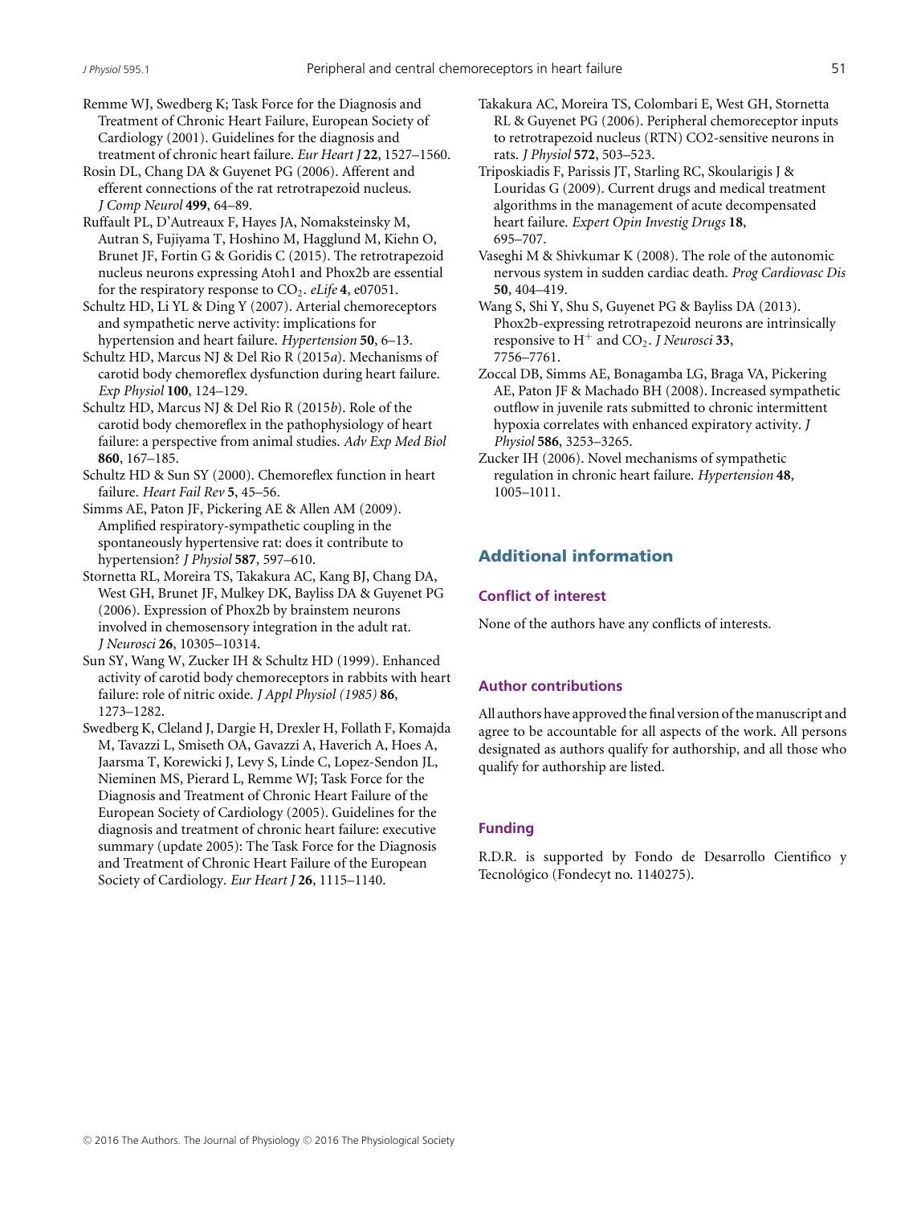Remme WJ, Swedberg K; Task Force for the Diagnosis and Treatment of Chronic Heart Failure, European Society of Cardiology (2001). Guidelines for the diagnosis and treatment of chronic heart failure. *Eur Heart J* **22**, 1527–1560.

Rosin DL, Chang DA & Guyenet PG (2006). Afferent and efferent connections of the rat retrotrapezoid nucleus. *J Comp Neurol* **499**, 64–89.

Ruffault PL, D'Autreaux F, Hayes JA, Nomaksteinsky M, Autran S, Fujiyama T, Hoshino M, Hagglund M, Kiehn O, Brunet JF, Fortin G & Goridis C (2015). The retrotrapezoid nucleus neurons expressing Atoh1 and Phox2b are essential for the respiratory response to $CO_2$. *eLife* **4**, e07051.

Schultz HD, Li YL & Ding Y (2007). Arterial chemoreceptors and sympathetic nerve activity: implications for hypertension and heart failure. *Hypertension* **50**, 6–13.

Schultz HD, Marcus NJ & Del Rio R (2015*a*). Mechanisms of carotid body chemoreflex dysfunction during heart failure. *Exp Physiol* **100**, 124–129.

Schultz HD, Marcus NJ & Del Rio R (2015*b*). Role of the carotid body chemoreflex in the pathophysiology of heart failure: a perspective from animal studies. *Adv Exp Med Biol* **860**, 167–185.

Schultz HD & Sun SY (2000). Chemoreflex function in heart failure. *Heart Fail Rev* **5**, 45–56.

Simms AE, Paton JF, Pickering AE & Allen AM (2009). Amplified respiratory-sympathetic coupling in the spontaneously hypertensive rat: does it contribute to hypertension? *J Physiol* **587**, 597–610.

Stornetta RL, Moreira TS, Takakura AC, Kang BJ, Chang DA, West GH, Brunet JF, Mulkey DK, Bayliss DA & Guyenet PG (2006). Expression of Phox2b by brainstem neurons involved in chemosensory integration in the adult rat. *J Neurosci* **26**, 10305–10314.

Sun SY, Wang W, Zucker IH & Schultz HD (1999). Enhanced activity of carotid body chemoreceptors in rabbits with heart failure: role of nitric oxide. *J Appl Physiol (1985)* **86**, 1273–1282.

Swedberg K, Cleland J, Dargie H, Drexler H, Follath F, Komajda M, Tavazzi L, Smiseth OA, Gavazzi A, Haverich A, Hoes A, Jaarsma T, Korewicki J, Levy S, Linde C, Lopez-Sendon JL, Nieminen MS, Pierard L, Remme WJ; Task Force for the Diagnosis and Treatment of Chronic Heart Failure of the European Society of Cardiology (2005). Guidelines for the diagnosis and treatment of chronic heart failure: executive summary (update 2005): The Task Force for the Diagnosis and Treatment of Chronic Heart Failure of the European Society of Cardiology. *Eur Heart J* **26**, 1115–1140.

Takakura AC, Moreira TS, Colombari E, West GH, Stornetta RL & Guyenet PG (2006). Peripheral chemoreceptor inputs to retrotrapezoid nucleus (RTN) CO2-sensitive neurons in rats. *J Physiol* **572**, 503–523.

Triposkiadis F, Parissis JT, Starling RC, Skoularigis J & Louridas G (2009). Current drugs and medical treatment algorithms in the management of acute decompensated heart failure. *Expert Opin Investig Drugs* **18**, 695–707.

Vaseghi M & Shivkumar K (2008). The role of the autonomic nervous system in sudden cardiac death. *Prog Cardiovasc Dis* **50**, 404–419.

Wang S, Shi Y, Shu S, Guyenet PG & Bayliss DA (2013). Phox2b-expressing retrotrapezoid neurons are intrinsically responsive to $H^+$ and $CO_2$. *J Neurosci* **33**, 7756–7761.

Zoccal DB, Simms AE, Bonagamba LG, Braga VA, Pickering AE, Paton JF & Machado BH (2008). Increased sympathetic outflow in juvenile rats submitted to chronic intermittent hypoxia correlates with enhanced expiratory activity. *J Physiol* **586**, 3253–3265.

Zucker IH (2006). Novel mechanisms of sympathetic regulation in chronic heart failure. *Hypertension* **48**, 1005–1011.

## Additional information

### Conflict of interest

None of the authors have any conflicts of interests.

### Author contributions

All authors have approved the final version of the manuscript and agree to be accountable for all aspects of the work. All persons designated as authors qualify for authorship, and all those who qualify for authorship are listed.

### Funding

R.D.R. is supported by Fondo de Desarrollo Cientifico y Tecnológico (Fondecyt no. 1140275).